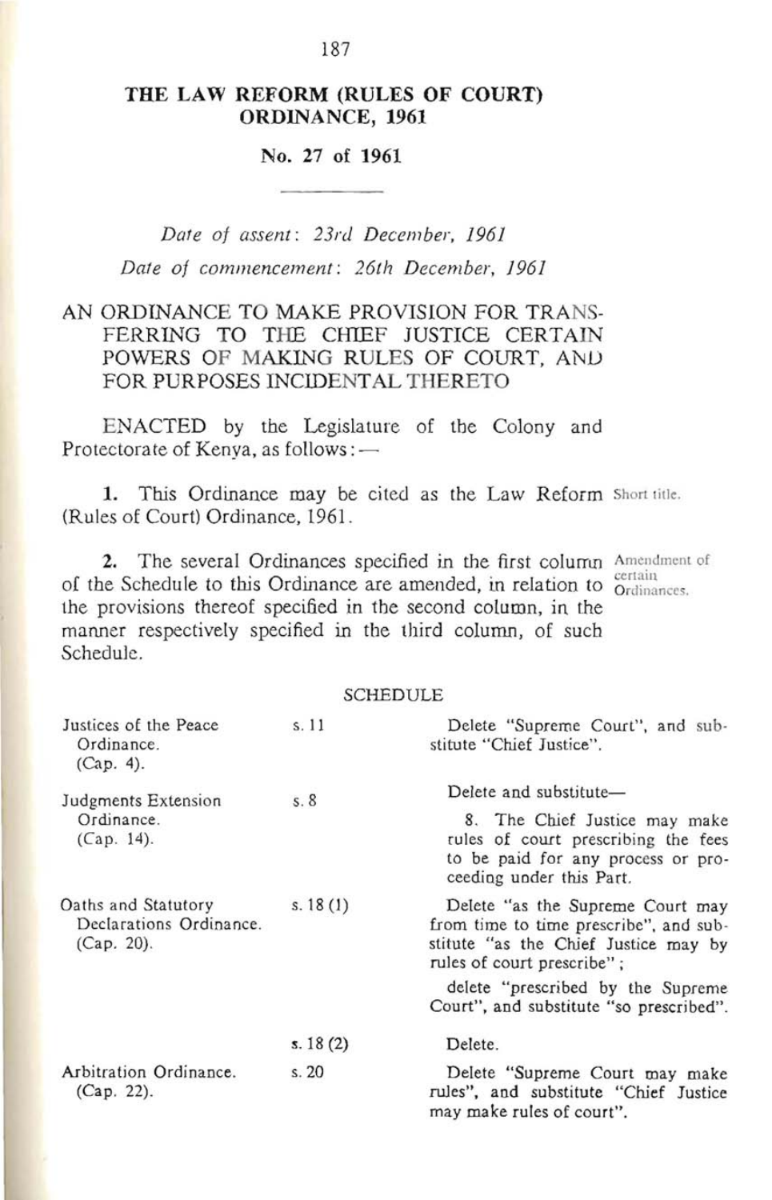# THE LAW REFORM (RULES OF COURT) ORDINANCE, 1961

## No. 27 of 1961

*Date of assent: 23rd December, 1961*

*Date of commencement: 26th December, 1961*

AN ORDINANCE TO MAKE PROVISION FOR TRANSFERRING TO THE CHIEF JUSTICE CERTAIN POWERS OF MAKING RULES OF COURT, AND FOR PURPOSES INCIDENTAL THERETO

ENACTED by the Legislature of the Colony and Protectorate of Kenya, as follows:—

Short title.

**1.** This Ordinance may be cited as the Law Reform (Rules of Court) Ordinance, 1961.

Amendment of certain Ordinances.

**2.** The several Ordinances specified in the first column of the Schedule to this Ordinance are amended, in relation to the provisions thereof specified in the second column, in the manner respectively specified in the third column, of such Schedule.

SCHEDULE

| | | |
|---|---|---|
| Justices of the Peace Ordinance. (Cap. 4). | s. 11 | Delete "Supreme Court", and substitute "Chief Justice". |
| Judgments Extension Ordinance. (Cap. 14). | s. 8 | Delete and substitute— 8. The Chief Justice may make rules of court prescribing the fees to be paid for any process or proceeding under this Part. |
| Oaths and Statutory Declarations Ordinance. (Cap. 20). | s. 18 (1) | Delete "as the Supreme Court may from time to time prescribe", and substitute "as the Chief Justice may by rules of court prescribe"; delete "prescribed by the Supreme Court", and substitute "so prescribed". |
| | s. 18 (2) | Delete. |
| Arbitration Ordinance. (Cap. 22). | s. 20 | Delete "Supreme Court may make rules", and substitute "Chief Justice may make rules of court". |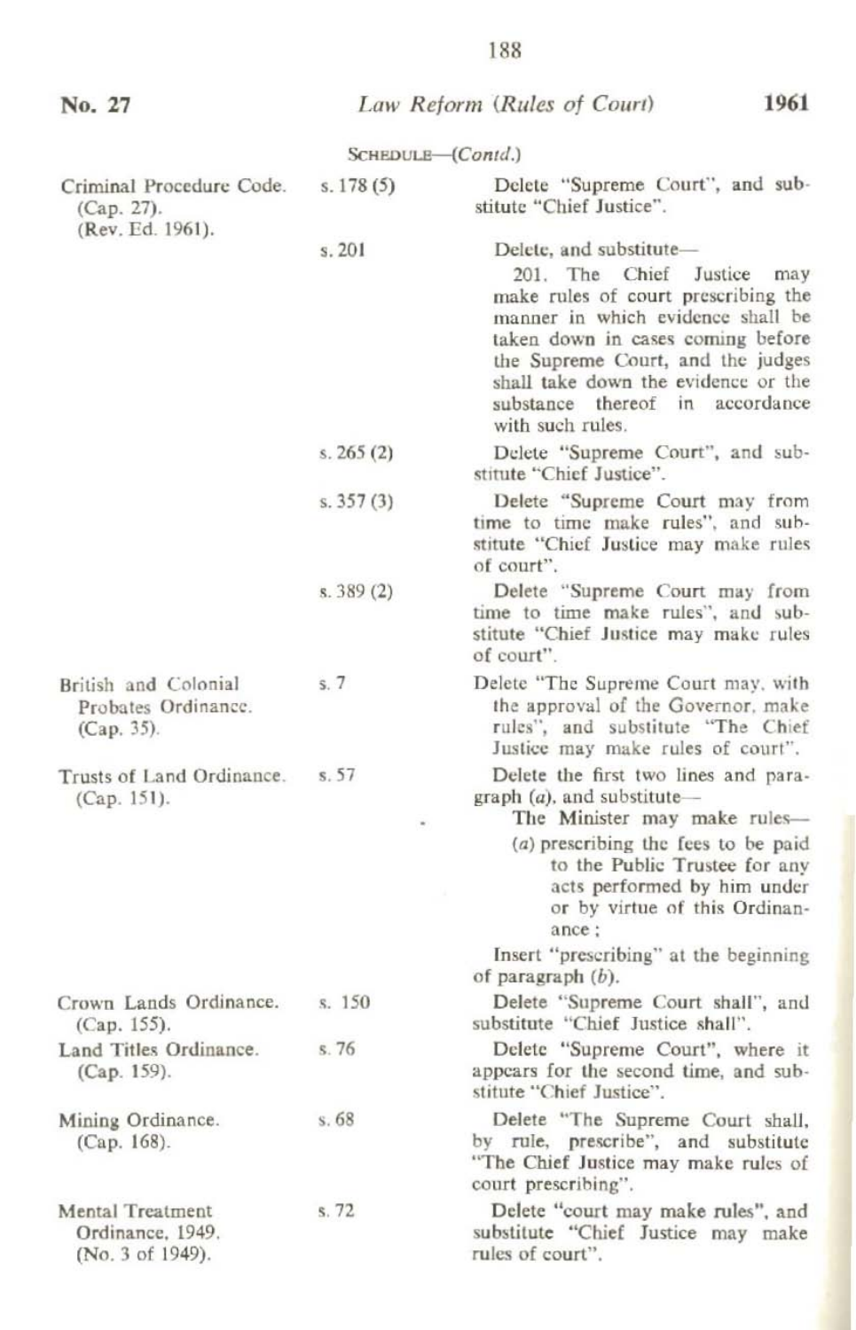SCHEDULE—(*Contd.*)

| | | |
|---|---|---|
| Criminal Procedure Code. (Cap. 27). (Rev. Ed. 1961). | s. 178 (5) | Delete "Supreme Court", and substitute "Chief Justice". |
| | s. 201 | Delete, and substitute—<br>201. The Chief Justice may make rules of court prescribing the manner in which evidence shall be taken down in cases coming before the Supreme Court, and the judges shall take down the evidence or the substance thereof in accordance with such rules. |
| | s. 265 (2) | Delete "Supreme Court", and substitute "Chief Justice". |
| | s. 357 (3) | Delete "Supreme Court may from time to time make rules", and substitute "Chief Justice may make rules of court". |
| | s. 389 (2) | Delete "Supreme Court may from time to time make rules", and substitute "Chief Justice may make rules of court". |
| British and Colonial Probates Ordinance. (Cap. 35). | s. 7 | Delete "The Supreme Court may, with the approval of the Governor, make rules", and substitute "The Chief Justice may make rules of court". |
| Trusts of Land Ordinance. (Cap. 151). | s. 57 | Delete the first two lines and paragraph (*a*), and substitute—<br>The Minister may make rules—<br>(*a*) prescribing the fees to be paid to the Public Trustee for any acts performed by him under or by virtue of this Ordinance;<br>Insert "prescribing" at the beginning of paragraph (*b*). |
| Crown Lands Ordinance. (Cap. 155). | s. 150 | Delete "Supreme Court shall", and substitute "Chief Justice shall". |
| Land Titles Ordinance. (Cap. 159). | s. 76 | Delete "Supreme Court", where it appears for the second time, and substitute "Chief Justice". |
| Mining Ordinance. (Cap. 168). | s. 68 | Delete "The Supreme Court shall, by rule, prescribe", and substitute "The Chief Justice may make rules of court prescribing". |
| Mental Treatment Ordinance, 1949. (No. 3 of 1949). | s. 72 | Delete "court may make rules", and substitute "Chief Justice may make rules of court". |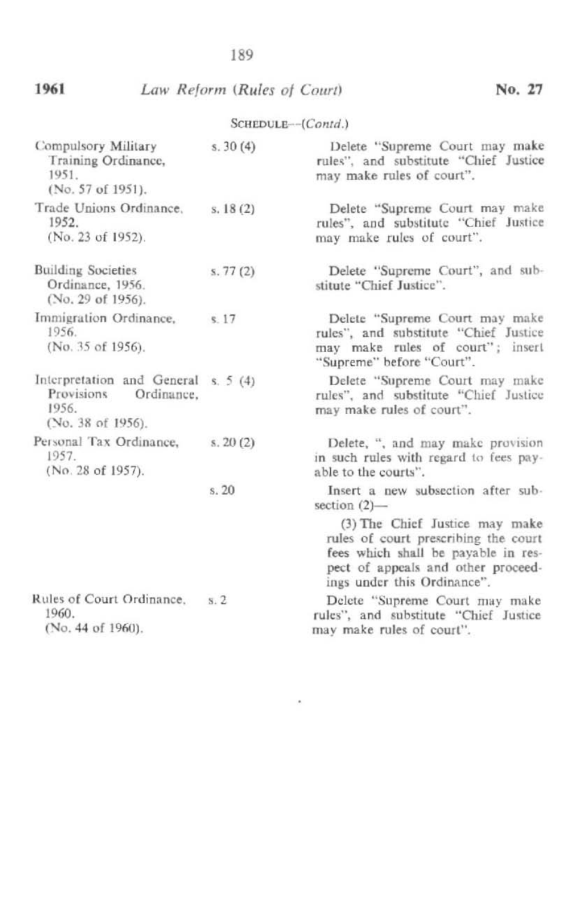SCHEDULE—(*Contd.*)

| | | |
|---|---|---|
| Compulsory Military Training Ordinance, 1951. (No. 57 of 1951). | s. 30 (4) | Delete "Supreme Court may make rules", and substitute "Chief Justice may make rules of court". |
| Trade Unions Ordinance, 1952. (No. 23 of 1952). | s. 18 (2) | Delete "Supreme Court may make rules", and substitute "Chief Justice may make rules of court". |
| Building Societies Ordinance, 1956. (No. 29 of 1956). | s. 77 (2) | Delete "Supreme Court", and substitute "Chief Justice". |
| Immigration Ordinance, 1956. (No. 35 of 1956). | s. 17 | Delete "Supreme Court may make rules", and substitute "Chief Justice may make rules of court"; insert "Supreme" before "Court". |
| Interpretation and General Provisions Ordinance, 1956. (No. 38 of 1956). | s. 5 (4) | Delete "Supreme Court may make rules", and substitute "Chief Justice may make rules of court". |
| Personal Tax Ordinance, 1957. (No. 28 of 1957). | s. 20 (2) | Delete, ", and may make provision in such rules with regard to fees payable to the courts". |
| | s. 20 | Insert a new subsection after subsection (2)— (3) The Chief Justice may make rules of court prescribing the court fees which shall be payable in respect of appeals and other proceedings under this Ordinance". |
| Rules of Court Ordinance, 1960. (No. 44 of 1960). | s. 2 | Delete "Supreme Court may make rules", and substitute "Chief Justice may make rules of court". |